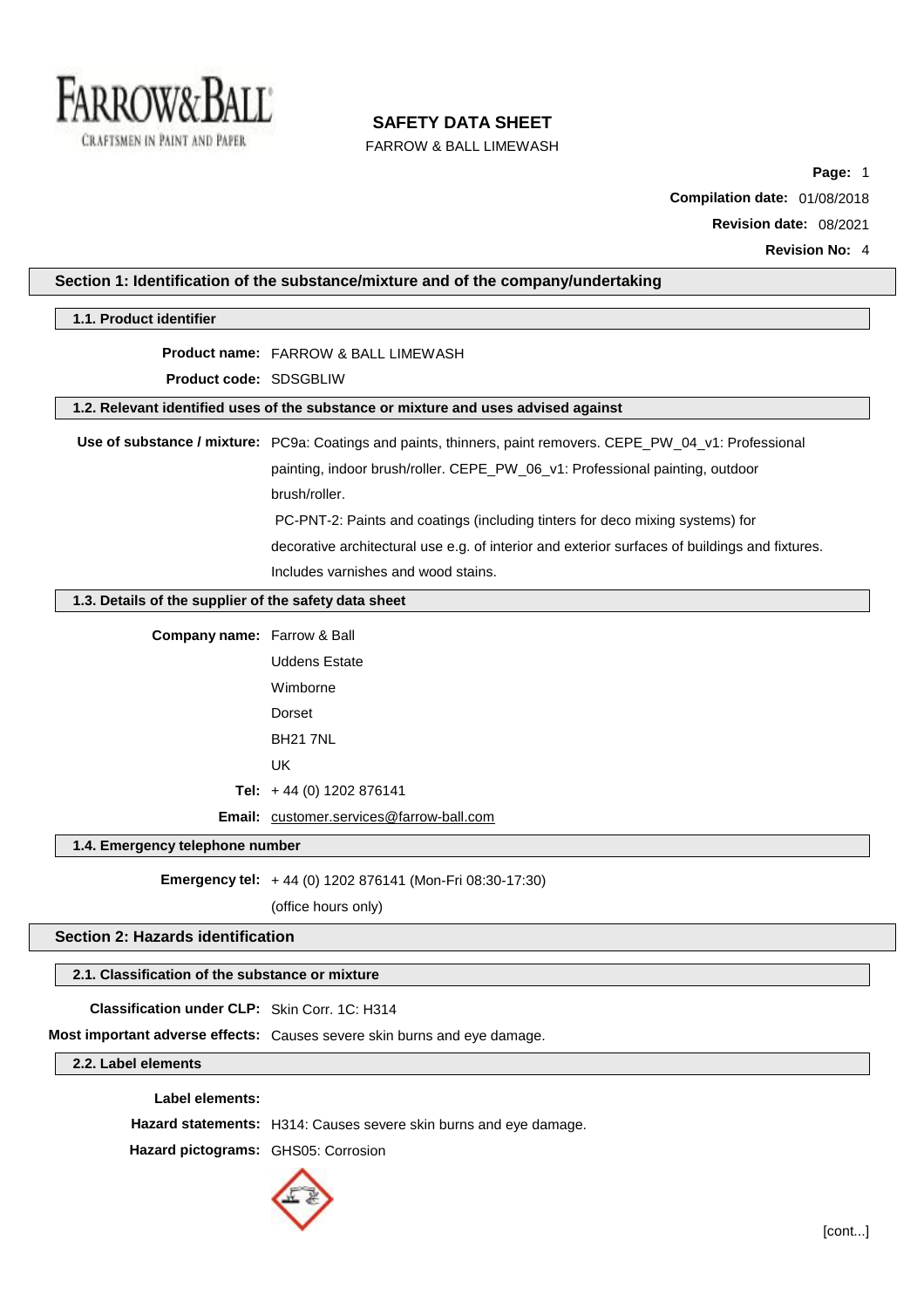# SAFETY DATA SHEET

FARROW & BALL LIMEWASH

**Page:** 1

**Compilation date:** 01/08/2018

**Revision date:** 08/2021

**Revision No:** 4

## Section 1: Identification of the substance/mixture and of the company/undertaking

### 1.1. Product identifier

**Product name:** FARROW & BALL LIMEWASH

**Product code:** SDSGBLIW

### 1.2. Relevant identified uses of the substance or mixture and uses advised against

**Use of substance / mixture:** PC9a: Coatings and paints, thinners, paint removers. CEPE_PW_04_v1: Professional painting, indoor brush/roller. CEPE_PW_06_v1: Professional painting, outdoor brush/roller.

PC-PNT-2: Paints and coatings (including tinters for deco mixing systems) for decorative architectural use e.g. of interior and exterior surfaces of buildings and fixtures. Includes varnishes and wood stains.

### 1.3. Details of the supplier of the safety data sheet

**Company name:** Farrow & Ball

Uddens Estate

Wimborne

Dorset

BH21 7NL

UK

**Tel:** + 44 (0) 1202 876141

**Email:** customer.services@farrow-ball.com

### 1.4. Emergency telephone number

**Emergency tel:** + 44 (0) 1202 876141 (Mon-Fri 08:30-17:30)

(office hours only)

## Section 2: Hazards identification

### 2.1. Classification of the substance or mixture

**Classification under CLP:** Skin Corr. 1C: H314

**Most important adverse effects:** Causes severe skin burns and eye damage.

### 2.2. Label elements

**Label elements:**

**Hazard statements:** H314: Causes severe skin burns and eye damage.

**Hazard pictograms:** GHS05: Corrosion

[cont...]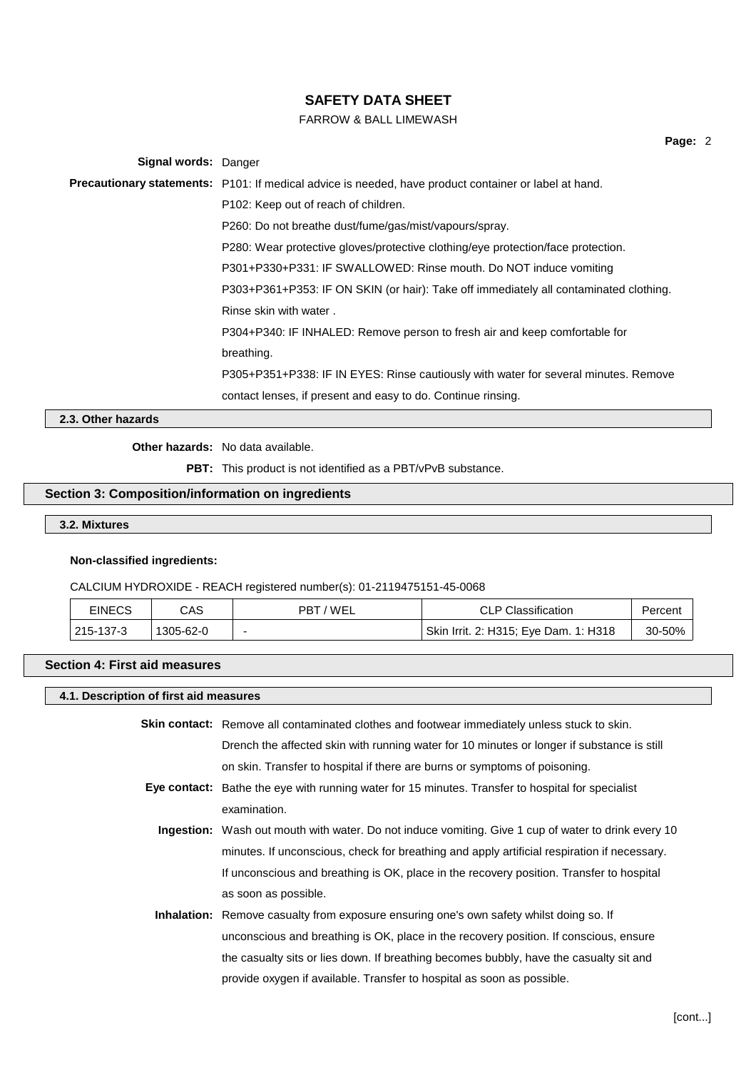**Signal words:** Danger

**Precautionary statements:** P101: If medical advice is needed, have product container or label at hand.

P102: Keep out of reach of children.

P260: Do not breathe dust/fume/gas/mist/vapours/spray.

P280: Wear protective gloves/protective clothing/eye protection/face protection.

P301+P330+P331: IF SWALLOWED: Rinse mouth. Do NOT induce vomiting

P303+P361+P353: IF ON SKIN (or hair): Take off immediately all contaminated clothing. Rinse skin with water .

P304+P340: IF INHALED: Remove person to fresh air and keep comfortable for breathing.

P305+P351+P338: IF IN EYES: Rinse cautiously with water for several minutes. Remove contact lenses, if present and easy to do. Continue rinsing.

### 2.3. Other hazards

**Other hazards:** No data available.

**PBT:** This product is not identified as a PBT/vPvB substance.

## Section 3: Composition/information on ingredients

### 3.2. Mixtures

**Non-classified ingredients:**

CALCIUM HYDROXIDE - REACH registered number(s): 01-2119475151-45-0068

| EINECS | CAS | PBT / WEL | CLP Classification | Percent |
|---|---|---|---|---|
| 215-137-3 | 1305-62-0 | - | Skin Irrit. 2: H315; Eye Dam. 1: H318 | 30-50% |

## Section 4: First aid measures

### 4.1. Description of first aid measures

**Skin contact:** Remove all contaminated clothes and footwear immediately unless stuck to skin. Drench the affected skin with running water for 10 minutes or longer if substance is still on skin. Transfer to hospital if there are burns or symptoms of poisoning.

**Eye contact:** Bathe the eye with running water for 15 minutes. Transfer to hospital for specialist examination.

**Ingestion:** Wash out mouth with water. Do not induce vomiting. Give 1 cup of water to drink every 10 minutes. If unconscious, check for breathing and apply artificial respiration if necessary. If unconscious and breathing is OK, place in the recovery position. Transfer to hospital as soon as possible.

**Inhalation:** Remove casualty from exposure ensuring one's own safety whilst doing so. If unconscious and breathing is OK, place in the recovery position. If conscious, ensure the casualty sits or lies down. If breathing becomes bubbly, have the casualty sit and provide oxygen if available. Transfer to hospital as soon as possible.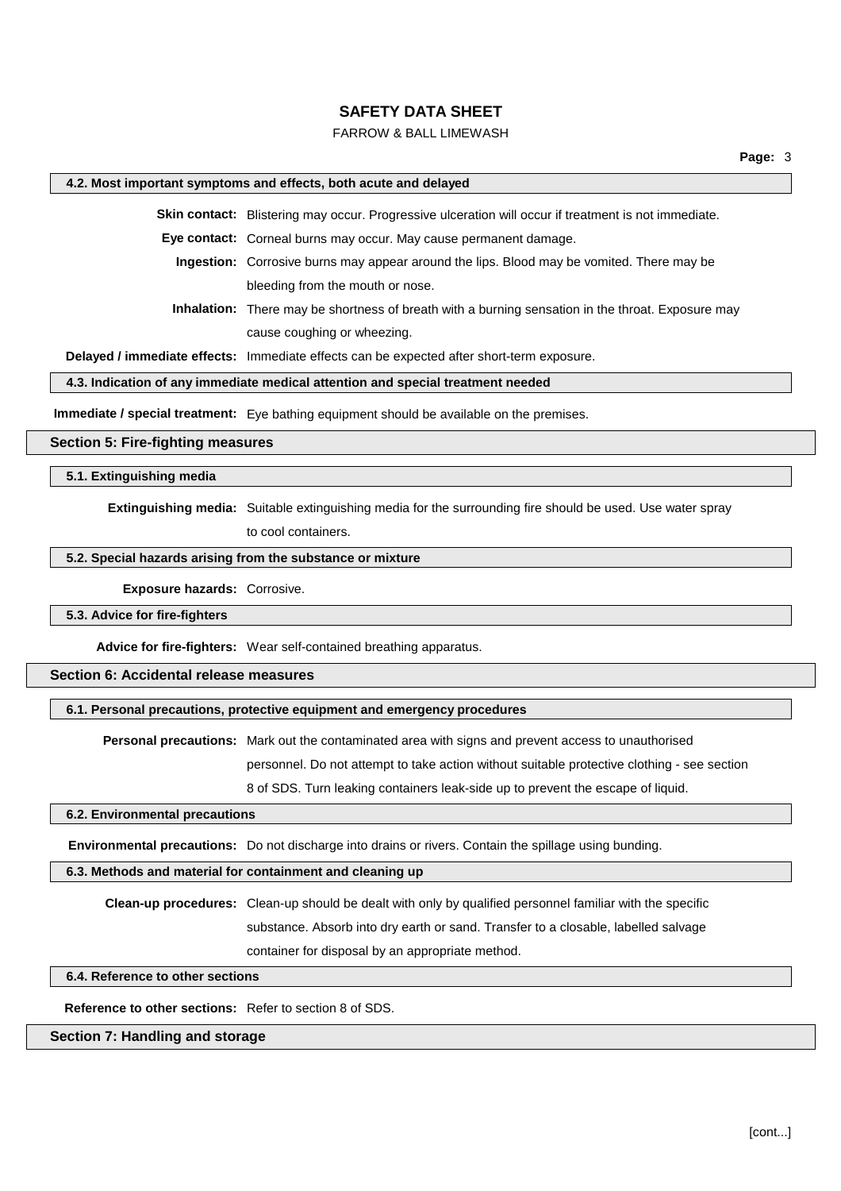### 4.2. Most important symptoms and effects, both acute and delayed

**Skin contact:** Blistering may occur. Progressive ulceration will occur if treatment is not immediate.

**Eye contact:** Corneal burns may occur. May cause permanent damage.

**Ingestion:** Corrosive burns may appear around the lips. Blood may be vomited. There may be bleeding from the mouth or nose.

**Inhalation:** There may be shortness of breath with a burning sensation in the throat. Exposure may cause coughing or wheezing.

**Delayed / immediate effects:** Immediate effects can be expected after short-term exposure.

### 4.3. Indication of any immediate medical attention and special treatment needed

**Immediate / special treatment:** Eye bathing equipment should be available on the premises.

## Section 5: Fire-fighting measures

### 5.1. Extinguishing media

**Extinguishing media:** Suitable extinguishing media for the surrounding fire should be used. Use water spray to cool containers.

### 5.2. Special hazards arising from the substance or mixture

**Exposure hazards:** Corrosive.

### 5.3. Advice for fire-fighters

**Advice for fire-fighters:** Wear self-contained breathing apparatus.

## Section 6: Accidental release measures

### 6.1. Personal precautions, protective equipment and emergency procedures

**Personal precautions:** Mark out the contaminated area with signs and prevent access to unauthorised personnel. Do not attempt to take action without suitable protective clothing - see section 8 of SDS. Turn leaking containers leak-side up to prevent the escape of liquid.

### 6.2. Environmental precautions

**Environmental precautions:** Do not discharge into drains or rivers. Contain the spillage using bunding.

### 6.3. Methods and material for containment and cleaning up

**Clean-up procedures:** Clean-up should be dealt with only by qualified personnel familiar with the specific substance. Absorb into dry earth or sand. Transfer to a closable, labelled salvage container for disposal by an appropriate method.

### 6.4. Reference to other sections

**Reference to other sections:** Refer to section 8 of SDS.

## Section 7: Handling and storage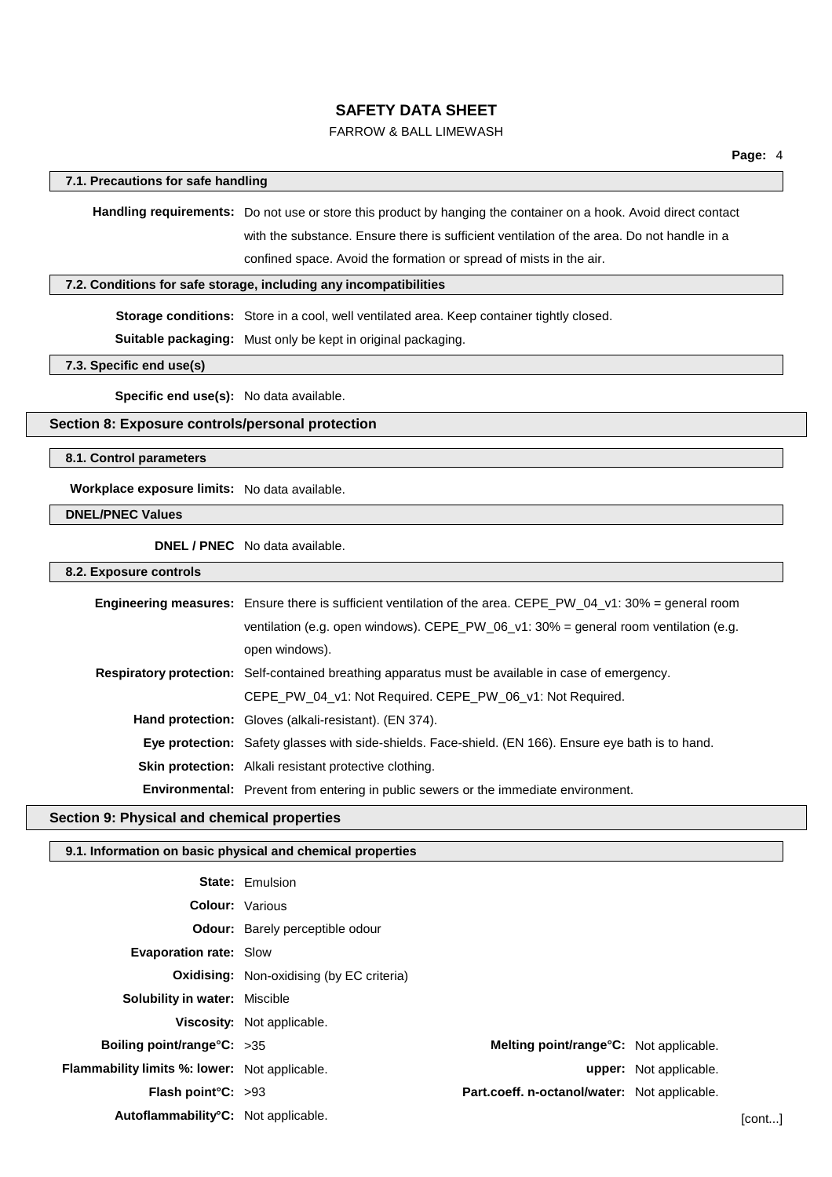### 7.1. Precautions for safe handling

**Handling requirements:** Do not use or store this product by hanging the container on a hook. Avoid direct contact with the substance. Ensure there is sufficient ventilation of the area. Do not handle in a confined space. Avoid the formation or spread of mists in the air.

### 7.2. Conditions for safe storage, including any incompatibilities

**Storage conditions:** Store in a cool, well ventilated area. Keep container tightly closed.

**Suitable packaging:** Must only be kept in original packaging.

### 7.3. Specific end use(s)

**Specific end use(s):** No data available.

## Section 8: Exposure controls/personal protection

### 8.1. Control parameters

**Workplace exposure limits:** No data available.

### DNEL/PNEC Values

**DNEL / PNEC** No data available.

### 8.2. Exposure controls

**Engineering measures:** Ensure there is sufficient ventilation of the area. CEPE_PW_04_v1: 30% = general room ventilation (e.g. open windows). CEPE_PW_06_v1: 30% = general room ventilation (e.g. open windows).

**Respiratory protection:** Self-contained breathing apparatus must be available in case of emergency. CEPE_PW_04_v1: Not Required. CEPE_PW_06_v1: Not Required.

**Hand protection:** Gloves (alkali-resistant). (EN 374).

**Eye protection:** Safety glasses with side-shields. Face-shield. (EN 166). Ensure eye bath is to hand.

**Skin protection:** Alkali resistant protective clothing.

**Environmental:** Prevent from entering in public sewers or the immediate environment.

## Section 9: Physical and chemical properties

### 9.1. Information on basic physical and chemical properties

**State:** Emulsion

**Colour:** Various

**Odour:** Barely perceptible odour

**Evaporation rate:** Slow

**Oxidising:** Non-oxidising (by EC criteria)

**Solubility in water:** Miscible

**Viscosity:** Not applicable.

**Boiling point/range°C:** >35

**Melting point/range°C:** Not applicable.

**Flammability limits %: lower:** Not applicable.

**upper:** Not applicable.

**Flash point°C:** >93

**Part.coeff. n-octanol/water:** Not applicable.

**Autoflammability°C:** Not applicable.

[cont...]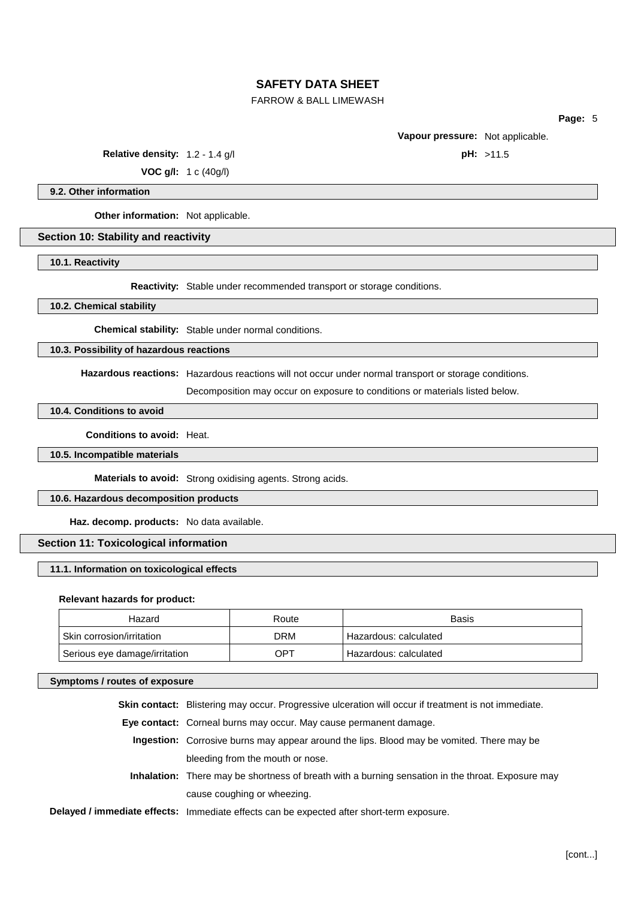**Vapour pressure:** Not applicable.

**Relative density:** 1.2 - 1.4 g/l

**pH:** >11.5

**VOC g/l:** 1 c (40g/l)

### 9.2. Other information

**Other information:** Not applicable.

## Section 10: Stability and reactivity

### 10.1. Reactivity

**Reactivity:** Stable under recommended transport or storage conditions.

### 10.2. Chemical stability

**Chemical stability:** Stable under normal conditions.

### 10.3. Possibility of hazardous reactions

**Hazardous reactions:** Hazardous reactions will not occur under normal transport or storage conditions. Decomposition may occur on exposure to conditions or materials listed below.

### 10.4. Conditions to avoid

**Conditions to avoid:** Heat.

### 10.5. Incompatible materials

**Materials to avoid:** Strong oxidising agents. Strong acids.

### 10.6. Hazardous decomposition products

**Haz. decomp. products:** No data available.

## Section 11: Toxicological information

### 11.1. Information on toxicological effects

**Relevant hazards for product:**

| Hazard | Route | Basis |
|---|---|---|
| Skin corrosion/irritation | DRM | Hazardous: calculated |
| Serious eye damage/irritation | OPT | Hazardous: calculated |

### Symptoms / routes of exposure

**Skin contact:** Blistering may occur. Progressive ulceration will occur if treatment is not immediate.

**Eye contact:** Corneal burns may occur. May cause permanent damage.

**Ingestion:** Corrosive burns may appear around the lips. Blood may be vomited. There may be bleeding from the mouth or nose.

**Inhalation:** There may be shortness of breath with a burning sensation in the throat. Exposure may cause coughing or wheezing.

**Delayed / immediate effects:** Immediate effects can be expected after short-term exposure.

[cont...]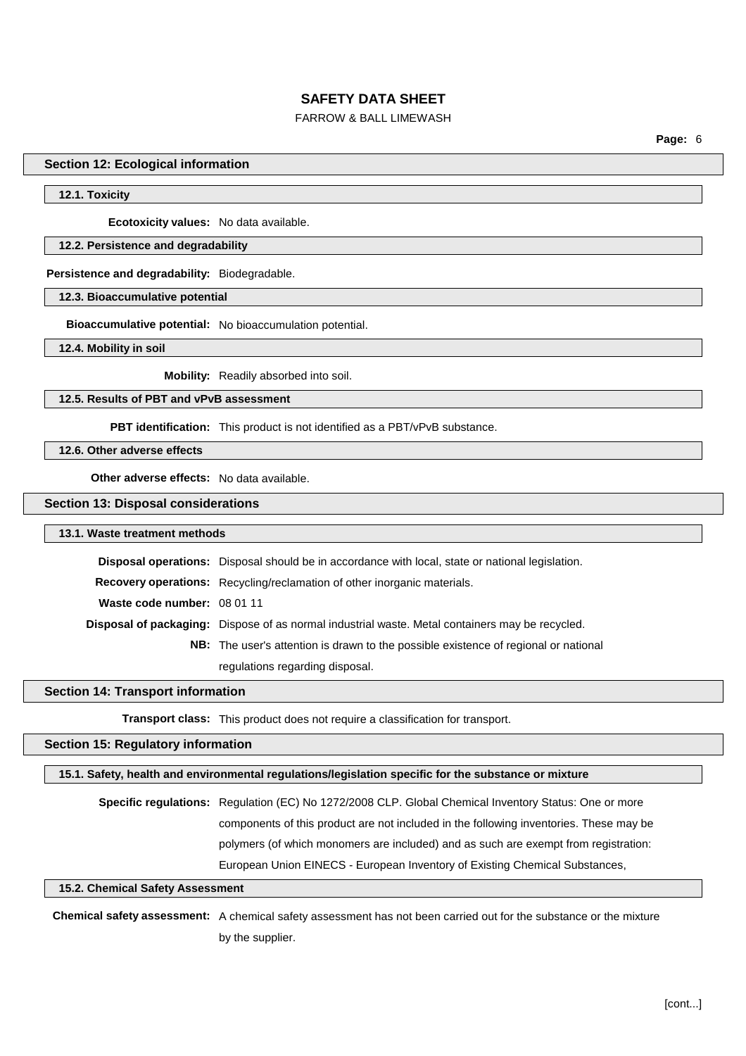## Section 12: Ecological information

### 12.1. Toxicity

**Ecotoxicity values:** No data available.

### 12.2. Persistence and degradability

**Persistence and degradability:** Biodegradable.

### 12.3. Bioaccumulative potential

**Bioaccumulative potential:** No bioaccumulation potential.

### 12.4. Mobility in soil

**Mobility:** Readily absorbed into soil.

### 12.5. Results of PBT and vPvB assessment

**PBT identification:** This product is not identified as a PBT/vPvB substance.

### 12.6. Other adverse effects

**Other adverse effects:** No data available.

## Section 13: Disposal considerations

### 13.1. Waste treatment methods

**Disposal operations:** Disposal should be in accordance with local, state or national legislation.

**Recovery operations:** Recycling/reclamation of other inorganic materials.

**Waste code number:** 08 01 11

**Disposal of packaging:** Dispose of as normal industrial waste. Metal containers may be recycled.

**NB:** The user's attention is drawn to the possible existence of regional or national regulations regarding disposal.

## Section 14: Transport information

**Transport class:** This product does not require a classification for transport.

## Section 15: Regulatory information

### 15.1. Safety, health and environmental regulations/legislation specific for the substance or mixture

**Specific regulations:** Regulation (EC) No 1272/2008 CLP. Global Chemical Inventory Status: One or more components of this product are not included in the following inventories. These may be polymers (of which monomers are included) and as such are exempt from registration: European Union EINECS - European Inventory of Existing Chemical Substances,

### 15.2. Chemical Safety Assessment

**Chemical safety assessment:** A chemical safety assessment has not been carried out for the substance or the mixture by the supplier.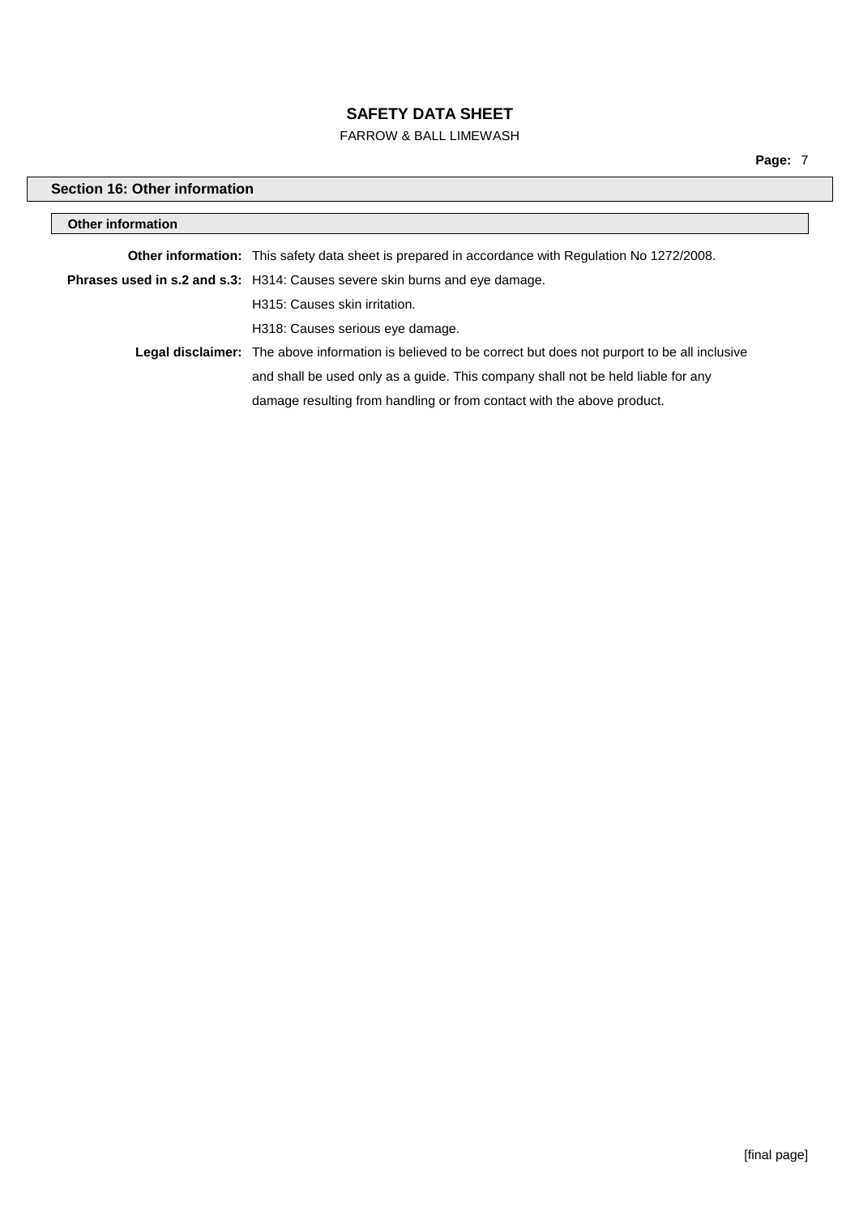## Section 16: Other information

### Other information

**Other information:** This safety data sheet is prepared in accordance with Regulation No 1272/2008.

**Phrases used in s.2 and s.3:** H314: Causes severe skin burns and eye damage.

H315: Causes skin irritation.

H318: Causes serious eye damage.

**Legal disclaimer:** The above information is believed to be correct but does not purport to be all inclusive and shall be used only as a guide. This company shall not be held liable for any damage resulting from handling or from contact with the above product.

[final page]